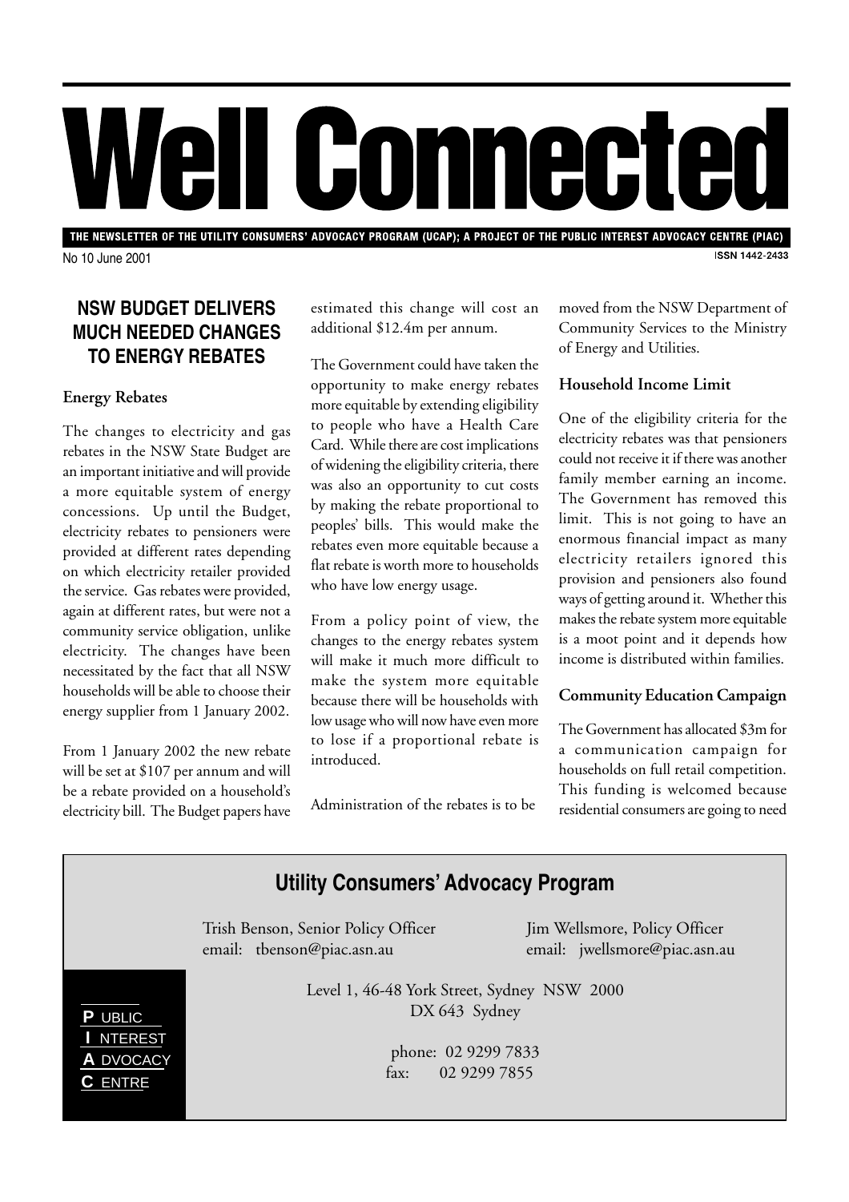# Well Connected

THE NEWSLETTER OF THE UTILITY CONSUMERS' ADVOCACY PROGRAM (UCAP); A PROJECT OF THE PUBLIC INTEREST ADVOCACY CENTRE (PIAC)

No 10 June 2001

ISSN 1442-2433

## NSW BUDGET DELIVERS MUCH NEEDED CHANGES TO ENERGY REBATES

### Energy Rebates

The changes to electricity and gas rebates in the NSW State Budget are an important initiative and will provide a more equitable system of energy concessions. Up until the Budget, electricity rebates to pensioners were provided at different rates depending on which electricity retailer provided the service. Gas rebates were provided, again at different rates, but were not a community service obligation, unlike electricity. The changes have been necessitated by the fact that all NSW households will be able to choose their energy supplier from 1 January 2002.

From 1 January 2002 the new rebate will be set at $107 per annum and will be a rebate provided on a household's electricity bill. The Budget papers have estimated this change will cost an additional $12.4m per annum.

The Government could have taken the opportunity to make energy rebates more equitable by extending eligibility to people who have a Health Care Card. While there are cost implications of widening the eligibility criteria, there was also an opportunity to cut costs by making the rebate proportional to peoples' bills. This would make the rebates even more equitable because a flat rebate is worth more to households who have low energy usage.

From a policy point of view, the changes to the energy rebates system will make it much more difficult to make the system more equitable because there will be households with low usage who will now have even more to lose if a proportional rebate is introduced.

Administration of the rebates is to be moved from the NSW Department of Community Services to the Ministry of Energy and Utilities.

### Household Income Limit

One of the eligibility criteria for the electricity rebates was that pensioners could not receive it if there was another family member earning an income. The Government has removed this limit. This is not going to have an enormous financial impact as many electricity retailers ignored this provision and pensioners also found ways of getting around it. Whether this makes the rebate system more equitable is a moot point and it depends how income is distributed within families.

### Community Education Campaign

The Government has allocated $3m for a communication campaign for households on full retail competition. This funding is welcomed because residential consumers are going to need

## Utility Consumers' Advocacy Program

Trish Benson, Senior Policy Officer
email: tbenson@piac.asn.au

Jim Wellsmore, Policy Officer
email: jwellsmore@piac.asn.au

Level 1, 46-48 York Street, Sydney NSW 2000
DX 643 Sydney

phone: 02 9299 7833
fax: 02 9299 7855

**P** UBLIC
**I** NTEREST
**A** DVOCACY
**C** ENTRE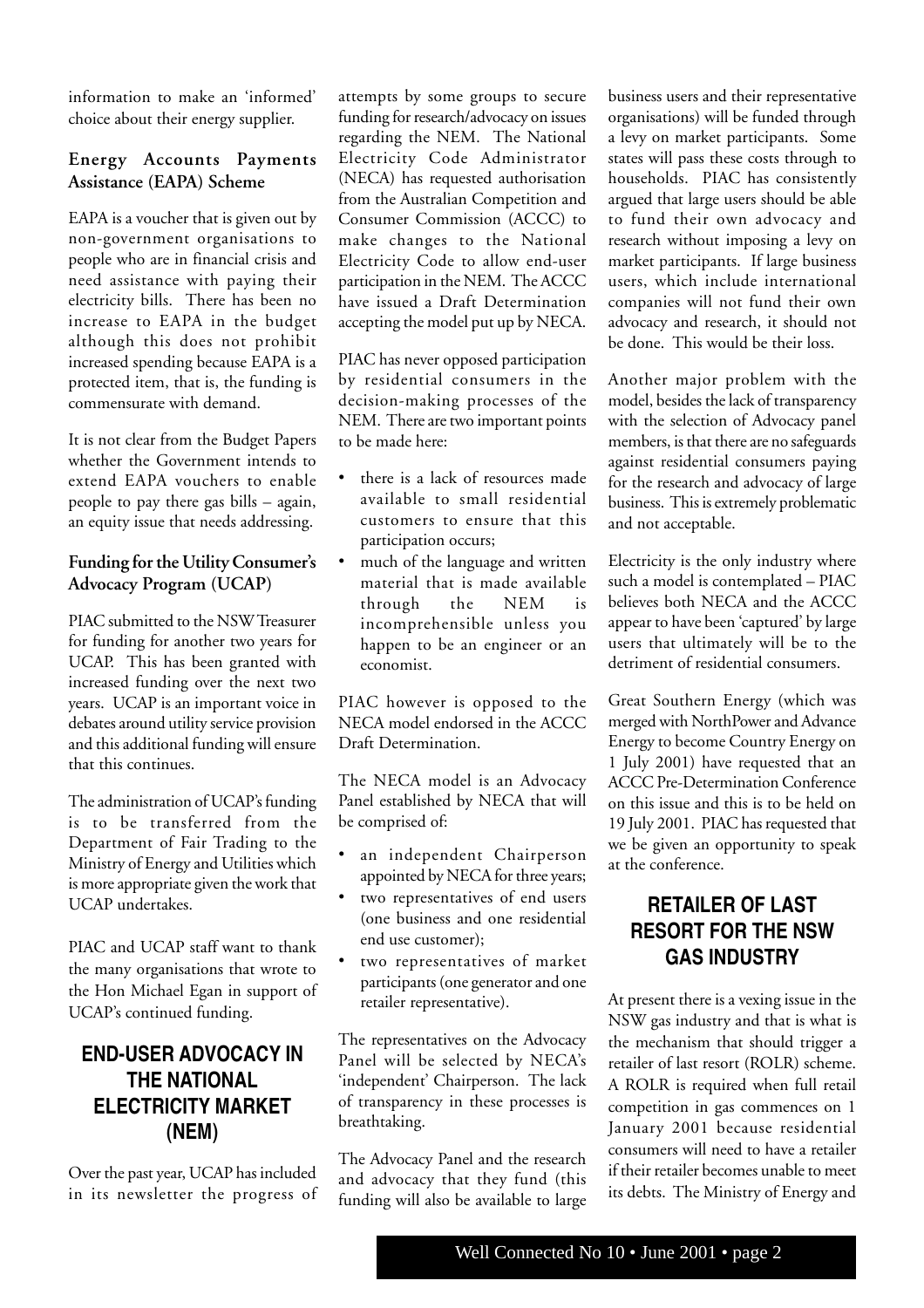information to make an 'informed' choice about their energy supplier.

### Energy Accounts Payments Assistance (EAPA) Scheme

EAPA is a voucher that is given out by non-government organisations to people who are in financial crisis and need assistance with paying their electricity bills. There has been no increase to EAPA in the budget although this does not prohibit increased spending because EAPA is a protected item, that is, the funding is commensurate with demand.

It is not clear from the Budget Papers whether the Government intends to extend EAPA vouchers to enable people to pay there gas bills – again, an equity issue that needs addressing.

### Funding for the Utility Consumer's Advocacy Program (UCAP)

PIAC submitted to the NSW Treasurer for funding for another two years for UCAP. This has been granted with increased funding over the next two years. UCAP is an important voice in debates around utility service provision and this additional funding will ensure that this continues.

The administration of UCAP's funding is to be transferred from the Department of Fair Trading to the Ministry of Energy and Utilities which is more appropriate given the work that UCAP undertakes.

PIAC and UCAP staff want to thank the many organisations that wrote to the Hon Michael Egan in support of UCAP's continued funding.

## END-USER ADVOCACY IN THE NATIONAL ELECTRICITY MARKET (NEM)

Over the past year, UCAP has included in its newsletter the progress of attempts by some groups to secure funding for research/advocacy on issues regarding the NEM. The National Electricity Code Administrator (NECA) has requested authorisation from the Australian Competition and Consumer Commission (ACCC) to make changes to the National Electricity Code to allow end-user participation in the NEM. The ACCC have issued a Draft Determination accepting the model put up by NECA.

PIAC has never opposed participation by residential consumers in the decision-making processes of the NEM. There are two important points to be made here:

- there is a lack of resources made available to small residential customers to ensure that this participation occurs;
- much of the language and written material that is made available through the NEM is incomprehensible unless you happen to be an engineer or an economist.

PIAC however is opposed to the NECA model endorsed in the ACCC Draft Determination.

The NECA model is an Advocacy Panel established by NECA that will be comprised of:

- an independent Chairperson appointed by NECA for three years;
- two representatives of end users (one business and one residential end use customer);
- two representatives of market participants (one generator and one retailer representative).

The representatives on the Advocacy Panel will be selected by NECA's 'independent' Chairperson. The lack of transparency in these processes is breathtaking.

The Advocacy Panel and the research and advocacy that they fund (this funding will also be available to large business users and their representative organisations) will be funded through a levy on market participants. Some states will pass these costs through to households. PIAC has consistently argued that large users should be able to fund their own advocacy and research without imposing a levy on market participants. If large business users, which include international companies will not fund their own advocacy and research, it should not be done. This would be their loss.

Another major problem with the model, besides the lack of transparency with the selection of Advocacy panel members, is that there are no safeguards against residential consumers paying for the research and advocacy of large business. This is extremely problematic and not acceptable.

Electricity is the only industry where such a model is contemplated – PIAC believes both NECA and the ACCC appear to have been 'captured' by large users that ultimately will be to the detriment of residential consumers.

Great Southern Energy (which was merged with NorthPower and Advance Energy to become Country Energy on 1 July 2001) have requested that an ACCC Pre-Determination Conference on this issue and this is to be held on 19 July 2001. PIAC has requested that we be given an opportunity to speak at the conference.

## RETAILER OF LAST RESORT FOR THE NSW GAS INDUSTRY

At present there is a vexing issue in the NSW gas industry and that is what is the mechanism that should trigger a retailer of last resort (ROLR) scheme. A ROLR is required when full retail competition in gas commences on 1 January 2001 because residential consumers will need to have a retailer if their retailer becomes unable to meet its debts. The Ministry of Energy and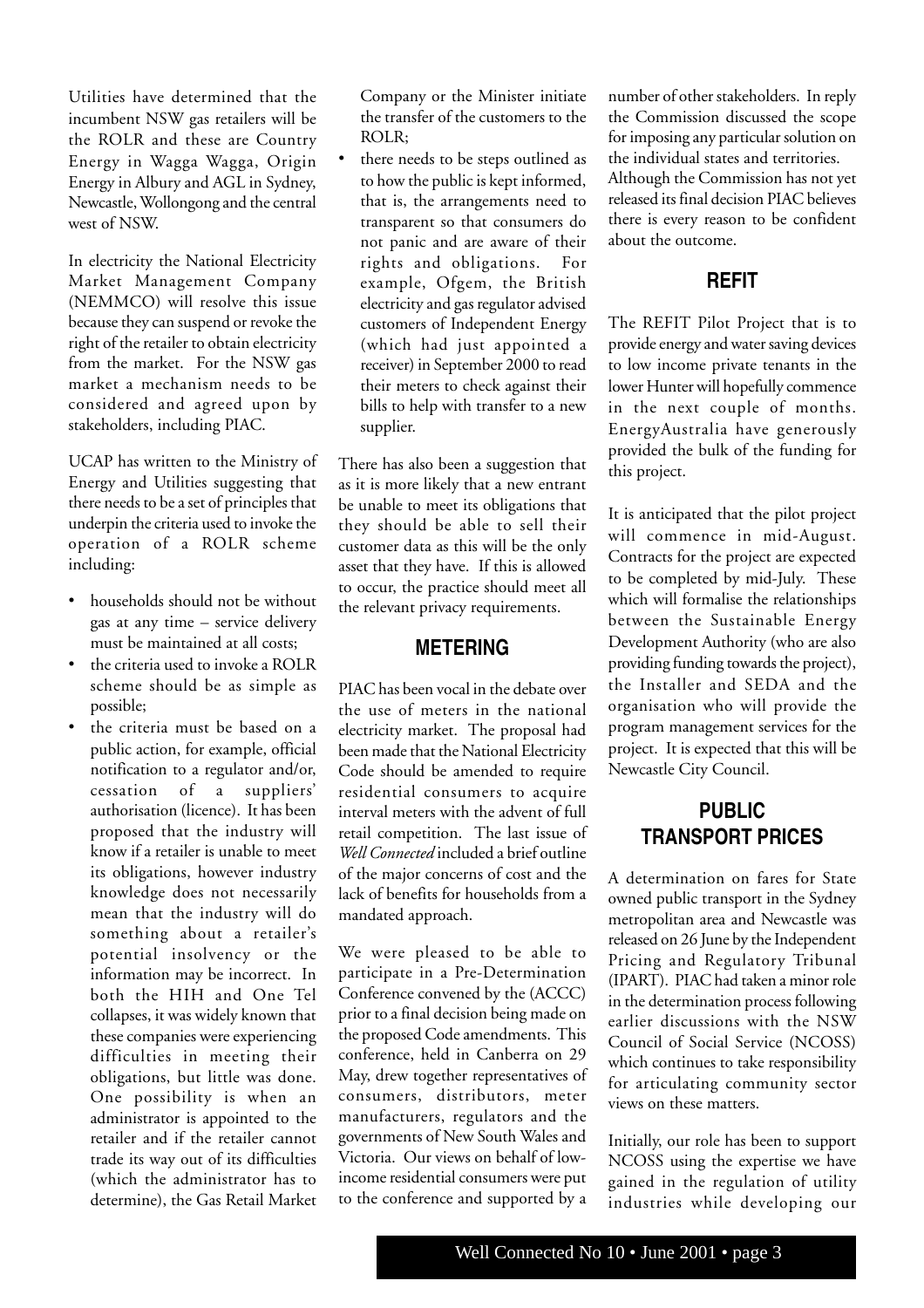Utilities have determined that the incumbent NSW gas retailers will be the ROLR and these are Country Energy in Wagga Wagga, Origin Energy in Albury and AGL in Sydney, Newcastle, Wollongong and the central west of NSW.

In electricity the National Electricity Market Management Company (NEMMCO) will resolve this issue because they can suspend or revoke the right of the retailer to obtain electricity from the market. For the NSW gas market a mechanism needs to be considered and agreed upon by stakeholders, including PIAC.

UCAP has written to the Ministry of Energy and Utilities suggesting that there needs to be a set of principles that underpin the criteria used to invoke the operation of a ROLR scheme including:

- households should not be without gas at any time – service delivery must be maintained at all costs;
- the criteria used to invoke a ROLR scheme should be as simple as possible;
- the criteria must be based on a public action, for example, official notification to a regulator and/or, cessation of a suppliers' authorisation (licence). It has been proposed that the industry will know if a retailer is unable to meet its obligations, however industry knowledge does not necessarily mean that the industry will do something about a retailer's potential insolvency or the information may be incorrect. In both the HIH and One Tel collapses, it was widely known that these companies were experiencing difficulties in meeting their obligations, but little was done. One possibility is when an administrator is appointed to the retailer and if the retailer cannot trade its way out of its difficulties (which the administrator has to determine), the Gas Retail Market Company or the Minister initiate the transfer of the customers to the ROLR;
- there needs to be steps outlined as to how the public is kept informed, that is, the arrangements need to transparent so that consumers do not panic and are aware of their rights and obligations. For example, Ofgem, the British electricity and gas regulator advised customers of Independent Energy (which had just appointed a receiver) in September 2000 to read their meters to check against their bills to help with transfer to a new supplier.

There has also been a suggestion that as it is more likely that a new entrant be unable to meet its obligations that they should be able to sell their customer data as this will be the only asset that they have. If this is allowed to occur, the practice should meet all the relevant privacy requirements.

## METERING

PIAC has been vocal in the debate over the use of meters in the national electricity market. The proposal had been made that the National Electricity Code should be amended to require residential consumers to acquire interval meters with the advent of full retail competition. The last issue of *Well Connected* included a brief outline of the major concerns of cost and the lack of benefits for households from a mandated approach.

We were pleased to be able to participate in a Pre-Determination Conference convened by the (ACCC) prior to a final decision being made on the proposed Code amendments. This conference, held in Canberra on 29 May, drew together representatives of consumers, distributors, meter manufacturers, regulators and the governments of New South Wales and Victoria. Our views on behalf of low-income residential consumers were put to the conference and supported by a number of other stakeholders. In reply the Commission discussed the scope for imposing any particular solution on the individual states and territories. Although the Commission has not yet released its final decision PIAC believes there is every reason to be confident about the outcome.

## REFIT

The REFIT Pilot Project that is to provide energy and water saving devices to low income private tenants in the lower Hunter will hopefully commence in the next couple of months. EnergyAustralia have generously provided the bulk of the funding for this project.

It is anticipated that the pilot project will commence in mid-August. Contracts for the project are expected to be completed by mid-July. These which will formalise the relationships between the Sustainable Energy Development Authority (who are also providing funding towards the project), the Installer and SEDA and the organisation who will provide the program management services for the project. It is expected that this will be Newcastle City Council.

## PUBLIC TRANSPORT PRICES

A determination on fares for State owned public transport in the Sydney metropolitan area and Newcastle was released on 26 June by the Independent Pricing and Regulatory Tribunal (IPART). PIAC had taken a minor role in the determination process following earlier discussions with the NSW Council of Social Service (NCOSS) which continues to take responsibility for articulating community sector views on these matters.

Initially, our role has been to support NCOSS using the expertise we have gained in the regulation of utility industries while developing our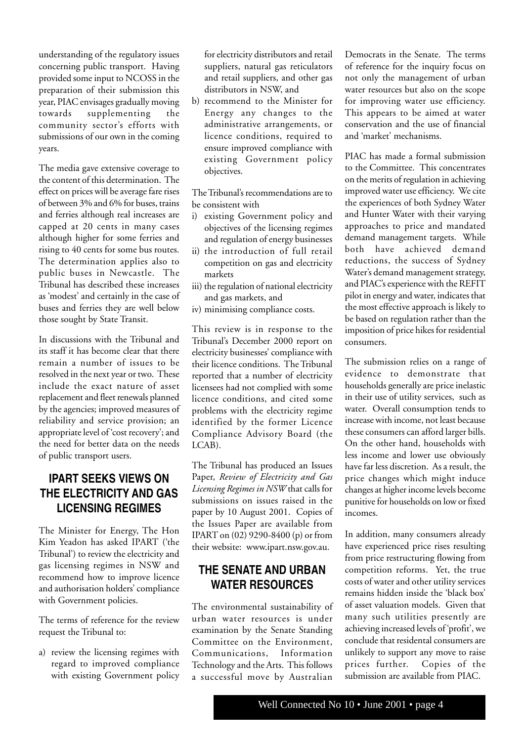understanding of the regulatory issues concerning public transport. Having provided some input to NCOSS in the preparation of their submission this year, PIAC envisages gradually moving towards supplementing the community sector's efforts with submissions of our own in the coming years.

The media gave extensive coverage to the content of this determination. The effect on prices will be average fare rises of between 3% and 6% for buses, trains and ferries although real increases are capped at 20 cents in many cases although higher for some ferries and rising to 40 cents for some bus routes. The determination applies also to public buses in Newcastle. The Tribunal has described these increases as 'modest' and certainly in the case of buses and ferries they are well below those sought by State Transit.

In discussions with the Tribunal and its staff it has become clear that there remain a number of issues to be resolved in the next year or two. These include the exact nature of asset replacement and fleet renewals planned by the agencies; improved measures of reliability and service provision; an appropriate level of 'cost recovery'; and the need for better data on the needs of public transport users.

## IPART SEEKS VIEWS ON THE ELECTRICITY AND GAS LICENSING REGIMES

The Minister for Energy, The Hon Kim Yeadon has asked IPART ('the Tribunal') to review the electricity and gas licensing regimes in NSW and recommend how to improve licence and authorisation holders' compliance with Government policies.

The terms of reference for the review request the Tribunal to:

a) review the licensing regimes with regard to improved compliance with existing Government policy for electricity distributors and retail suppliers, natural gas reticulators and retail suppliers, and other gas distributors in NSW, and
b) recommend to the Minister for Energy any changes to the administrative arrangements, or licence conditions, required to ensure improved compliance with existing Government policy objectives.

The Tribunal's recommendations are to be consistent with

i) existing Government policy and objectives of the licensing regimes and regulation of energy businesses
ii) the introduction of full retail competition on gas and electricity markets
iii) the regulation of national electricity and gas markets, and
iv) minimising compliance costs.

This review is in response to the Tribunal's December 2000 report on electricity businesses' compliance with their licence conditions. The Tribunal reported that a number of electricity licensees had not complied with some licence conditions, and cited some problems with the electricity regime identified by the former Licence Compliance Advisory Board (the LCAB).

The Tribunal has produced an Issues Paper, *Review of Electricity and Gas Licensing Regimes in NSW* that calls for submissions on issues raised in the paper by 10 August 2001. Copies of the Issues Paper are available from IPART on (02) 9290-8400 (p) or from their website: www.ipart.nsw.gov.au.

## THE SENATE AND URBAN WATER RESOURCES

The environmental sustainability of urban water resources is under examination by the Senate Standing Committee on the Environment, Communications, Information Technology and the Arts. This follows a successful move by Australian Democrats in the Senate. The terms of reference for the inquiry focus on not only the management of urban water resources but also on the scope for improving water use efficiency. This appears to be aimed at water conservation and the use of financial and 'market' mechanisms.

PIAC has made a formal submission to the Committee. This concentrates on the merits of regulation in achieving improved water use efficiency. We cite the experiences of both Sydney Water and Hunter Water with their varying approaches to price and mandated demand management targets. While both have achieved demand reductions, the success of Sydney Water's demand management strategy, and PIAC's experience with the REFIT pilot in energy and water, indicates that the most effective approach is likely to be based on regulation rather than the imposition of price hikes for residential consumers.

The submission relies on a range of evidence to demonstrate that households generally are price inelastic in their use of utility services, such as water. Overall consumption tends to increase with income, not least because these consumers can afford larger bills. On the other hand, households with less income and lower use obviously have far less discretion. As a result, the price changes which might induce changes at higher income levels become punitive for households on low or fixed incomes.

In addition, many consumers already have experienced price rises resulting from price restructuring flowing from competition reforms. Yet, the true costs of water and other utility services remains hidden inside the 'black box' of asset valuation models. Given that many such utilities presently are achieving increased levels of 'profit', we conclude that residental consumers are unlikely to support any move to raise prices further. Copies of the submission are available from PIAC.